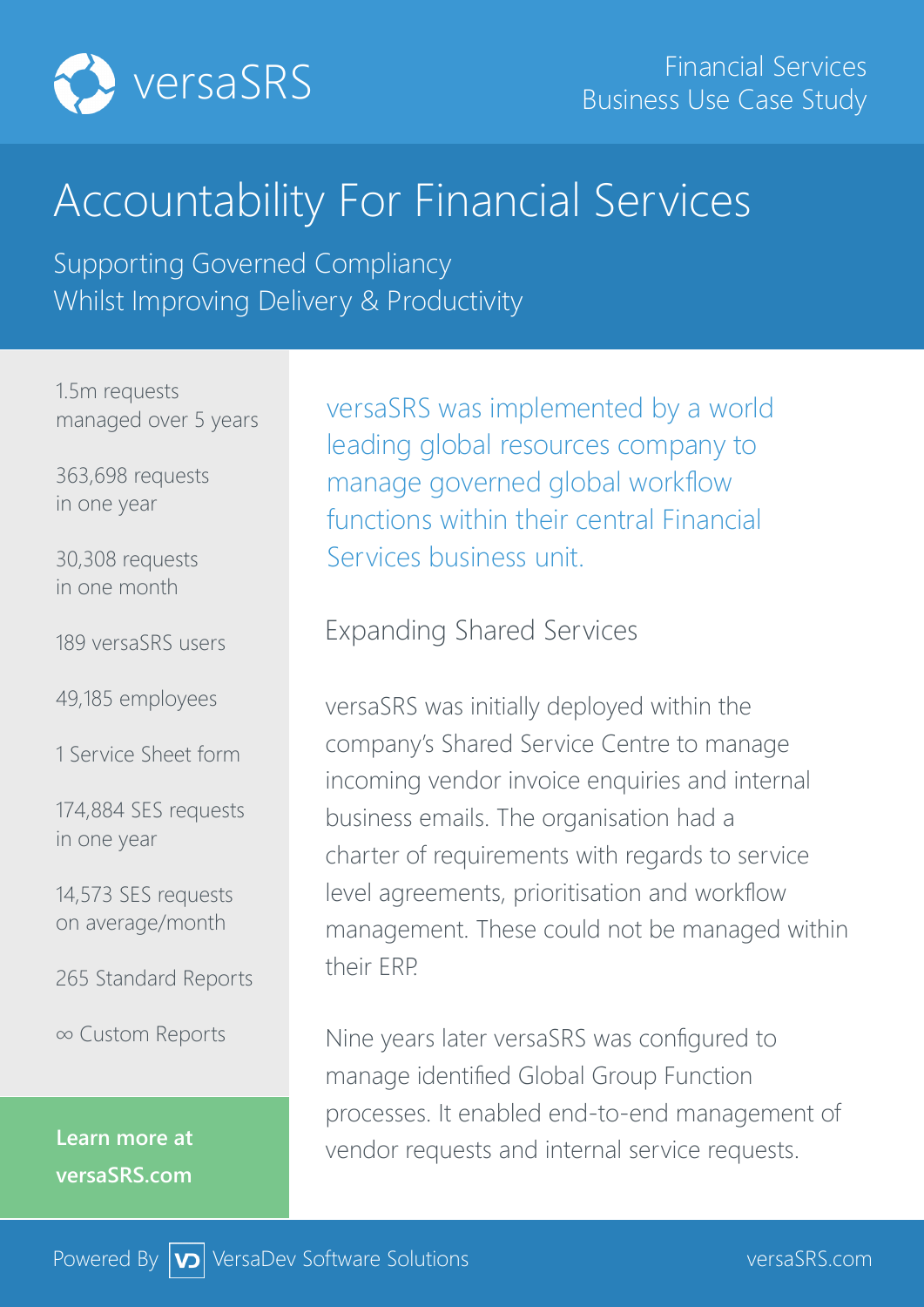versaSRS

Financial Services
Business Use Case Study

# Accountability For Financial Services

Supporting Governed Compliancy
Whilst Improving Delivery & Productivity

1.5m requests managed over 5 years

363,698 requests in one year

30,308 requests in one month

189 versaSRS users

49,185 employees

1 Service Sheet form

174,884 SES requests in one year

14,573 SES requests on average/month

265 Standard Reports

∞ Custom Reports

**Learn more at versaSRS.com**

versaSRS was implemented by a world leading global resources company to manage governed global workflow functions within their central Financial Services business unit.

## Expanding Shared Services

versaSRS was initially deployed within the company's Shared Service Centre to manage incoming vendor invoice enquiries and internal business emails. The organisation had a charter of requirements with regards to service level agreements, prioritisation and workflow management. These could not be managed within their ERP.

Nine years later versaSRS was configured to manage identified Global Group Function processes. It enabled end-to-end management of vendor requests and internal service requests.

Powered By VersaDev Software Solutions

versaSRS.com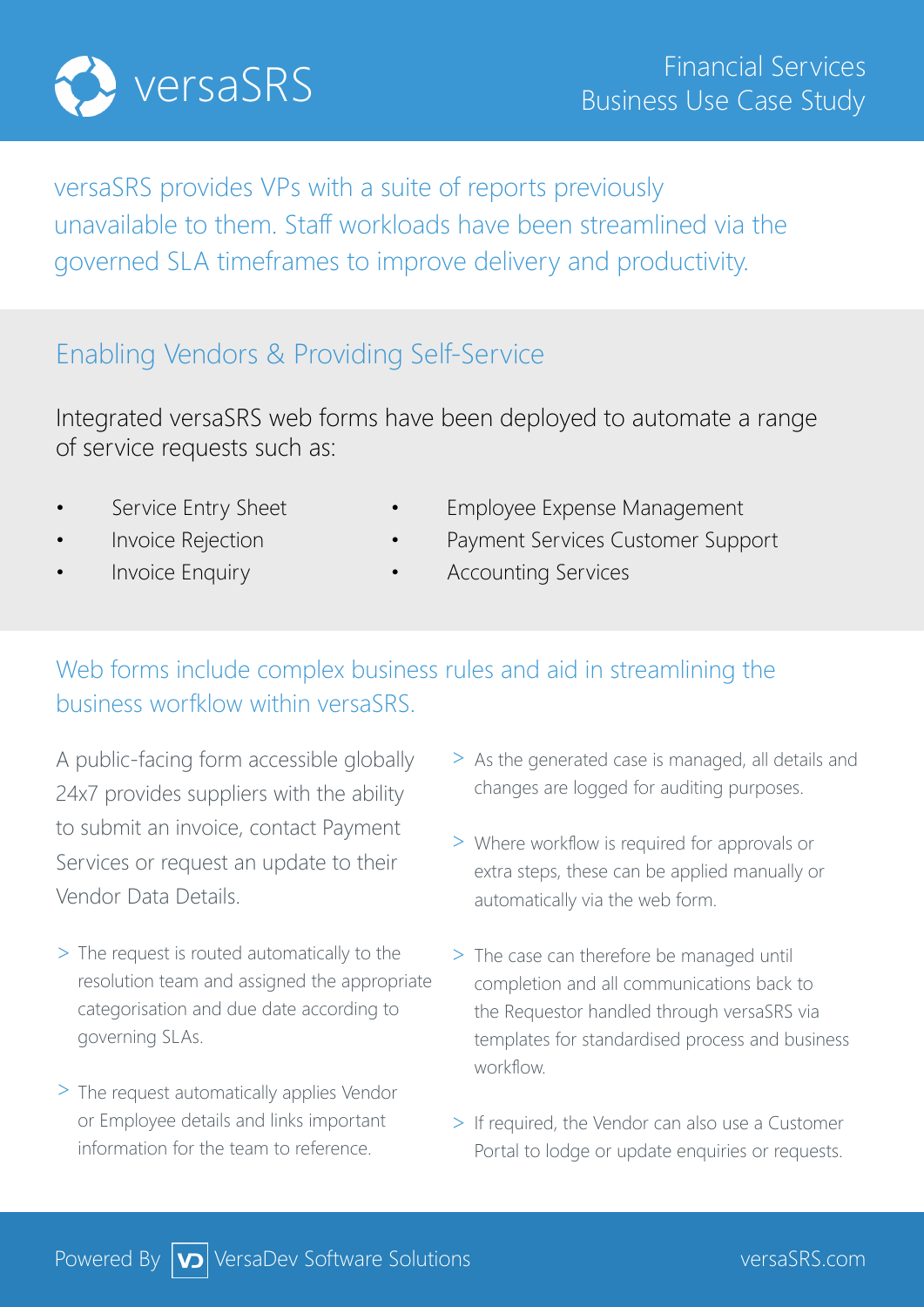# versaSRS

Financial Services
Business Use Case Study

versaSRS provides VPs with a suite of reports previously unavailable to them. Staff workloads have been streamlined via the governed SLA timeframes to improve delivery and productivity.

## Enabling Vendors & Providing Self-Service

Integrated versaSRS web forms have been deployed to automate a range of service requests such as:

- Service Entry Sheet
- Invoice Rejection
- Invoice Enquiry
- Employee Expense Management
- Payment Services Customer Support
- Accounting Services

## Web forms include complex business rules and aid in streamlining the business worfklow within versaSRS.

A public-facing form accessible globally 24x7 provides suppliers with the ability to submit an invoice, contact Payment Services or request an update to their Vendor Data Details.

> The request is routed automatically to the resolution team and assigned the appropriate categorisation and due date according to governing SLAs.

> The request automatically applies Vendor or Employee details and links important information for the team to reference.

> As the generated case is managed, all details and changes are logged for auditing purposes.

> Where workflow is required for approvals or extra steps, these can be applied manually or automatically via the web form.

> The case can therefore be managed until completion and all communications back to the Requestor handled through versaSRS via templates for standardised process and business workflow.

> If required, the Vendor can also use a Customer Portal to lodge or update enquiries or requests.

Powered By VersaDev Software Solutions versaSRS.com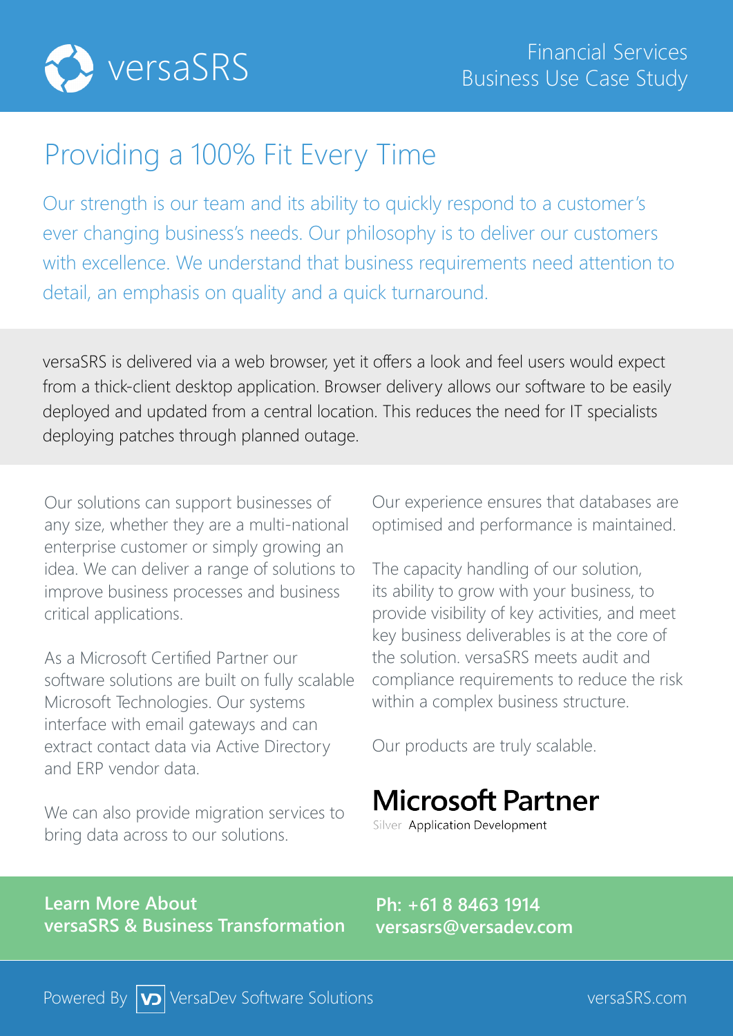versaSRS

Financial Services
Business Use Case Study

# Providing a 100% Fit Every Time

Our strength is our team and its ability to quickly respond to a customer's ever changing business's needs. Our philosophy is to deliver our customers with excellence. We understand that business requirements need attention to detail, an emphasis on quality and a quick turnaround.

versaSRS is delivered via a web browser, yet it offers a look and feel users would expect from a thick-client desktop application. Browser delivery allows our software to be easily deployed and updated from a central location. This reduces the need for IT specialists deploying patches through planned outage.

Our solutions can support businesses of any size, whether they are a multi-national enterprise customer or simply growing an idea. We can deliver a range of solutions to improve business processes and business critical applications.

As a Microsoft Certified Partner our software solutions are built on fully scalable Microsoft Technologies. Our systems interface with email gateways and can extract contact data via Active Directory and ERP vendor data.

We can also provide migration services to bring data across to our solutions.

Our experience ensures that databases are optimised and performance is maintained.

The capacity handling of our solution, its ability to grow with your business, to provide visibility of key activities, and meet key business deliverables is at the core of the solution. versaSRS meets audit and compliance requirements to reduce the risk within a complex business structure.

Our products are truly scalable.

**Microsoft Partner**
Silver Application Development

**Learn More About**
**versaSRS & Business Transformation**

**Ph: +61 8 8463 1914**
**versasrs@versadev.com**

Powered By VersaDev Software Solutions

versaSRS.com